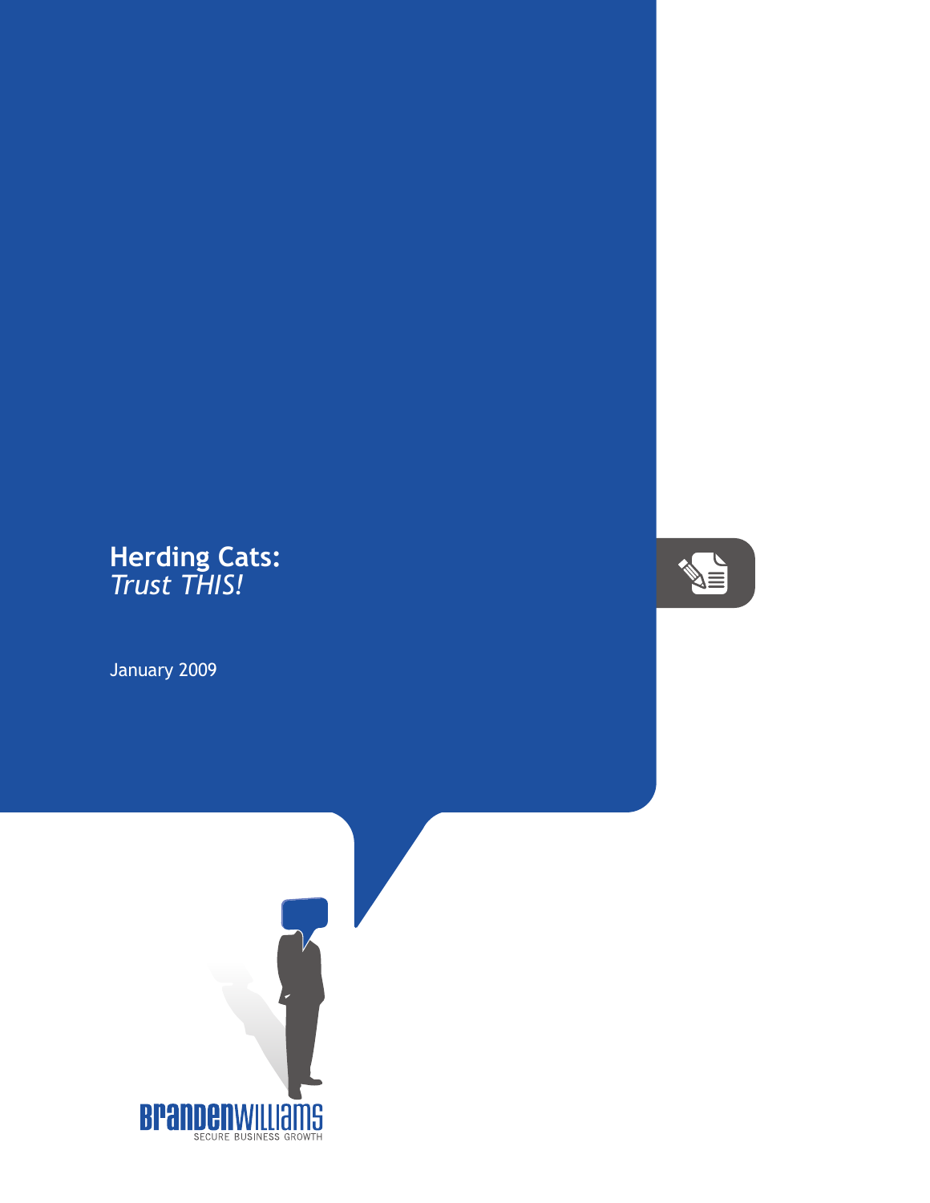# Herding Cats: *Trust THIS!*

January 2009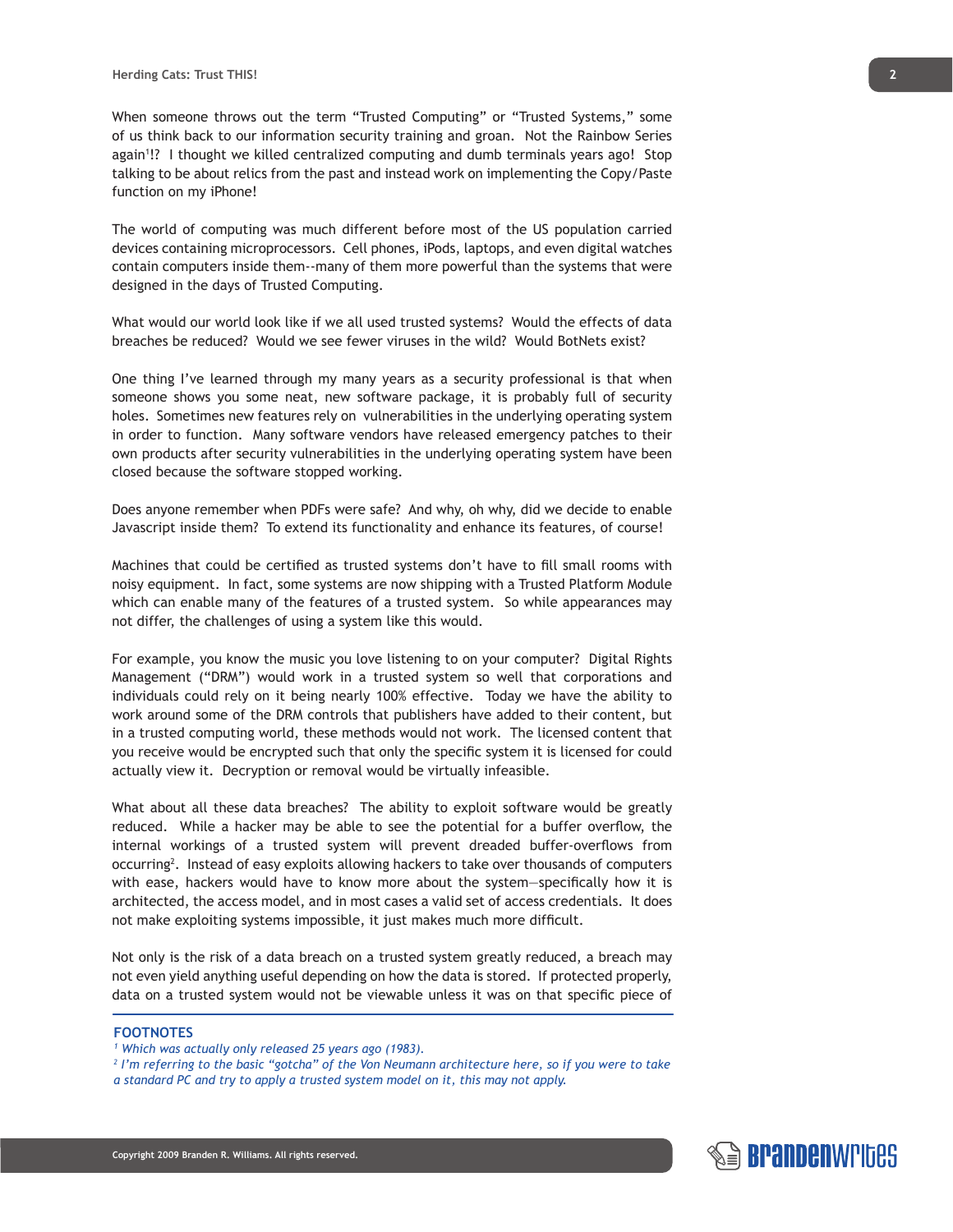When someone throws out the term "Trusted Computing" or "Trusted Systems," some of us think back to our information security training and groan. Not the Rainbow Series again[1]!? I thought we killed centralized computing and dumb terminals years ago! Stop talking to be about relics from the past and instead work on implementing the Copy/Paste function on my iPhone!

The world of computing was much different before most of the US population carried devices containing microprocessors. Cell phones, iPods, laptops, and even digital watches contain computers inside them--many of them more powerful than the systems that were designed in the days of Trusted Computing.

What would our world look like if we all used trusted systems? Would the effects of data breaches be reduced? Would we see fewer viruses in the wild? Would BotNets exist?

One thing I've learned through my many years as a security professional is that when someone shows you some neat, new software package, it is probably full of security holes. Sometimes new features rely on vulnerabilities in the underlying operating system in order to function. Many software vendors have released emergency patches to their own products after security vulnerabilities in the underlying operating system have been closed because the software stopped working.

Does anyone remember when PDFs were safe? And why, oh why, did we decide to enable Javascript inside them? To extend its functionality and enhance its features, of course!

Machines that could be certified as trusted systems don't have to fill small rooms with noisy equipment. In fact, some systems are now shipping with a Trusted Platform Module which can enable many of the features of a trusted system. So while appearances may not differ, the challenges of using a system like this would.

For example, you know the music you love listening to on your computer? Digital Rights Management ("DRM") would work in a trusted system so well that corporations and individuals could rely on it being nearly 100% effective. Today we have the ability to work around some of the DRM controls that publishers have added to their content, but in a trusted computing world, these methods would not work. The licensed content that you receive would be encrypted such that only the specific system it is licensed for could actually view it. Decryption or removal would be virtually infeasible.

What about all these data breaches? The ability to exploit software would be greatly reduced. While a hacker may be able to see the potential for a buffer overflow, the internal workings of a trusted system will prevent dreaded buffer-overflows from occurring[2]. Instead of easy exploits allowing hackers to take over thousands of computers with ease, hackers would have to know more about the system—specifically how it is architected, the access model, and in most cases a valid set of access credentials. It does not make exploiting systems impossible, it just makes much more difficult.

Not only is the risk of a data breach on a trusted system greatly reduced, a breach may not even yield anything useful depending on how the data is stored. If protected properly, data on a trusted system would not be viewable unless it was on that specific piece of

---

**FOOTNOTES**

*[1] Which was actually only released 25 years ago (1983).*

*[2] I'm referring to the basic "gotcha" of the Von Neumann architecture here, so if you were to take a standard PC and try to apply a trusted system model on it, this may not apply.*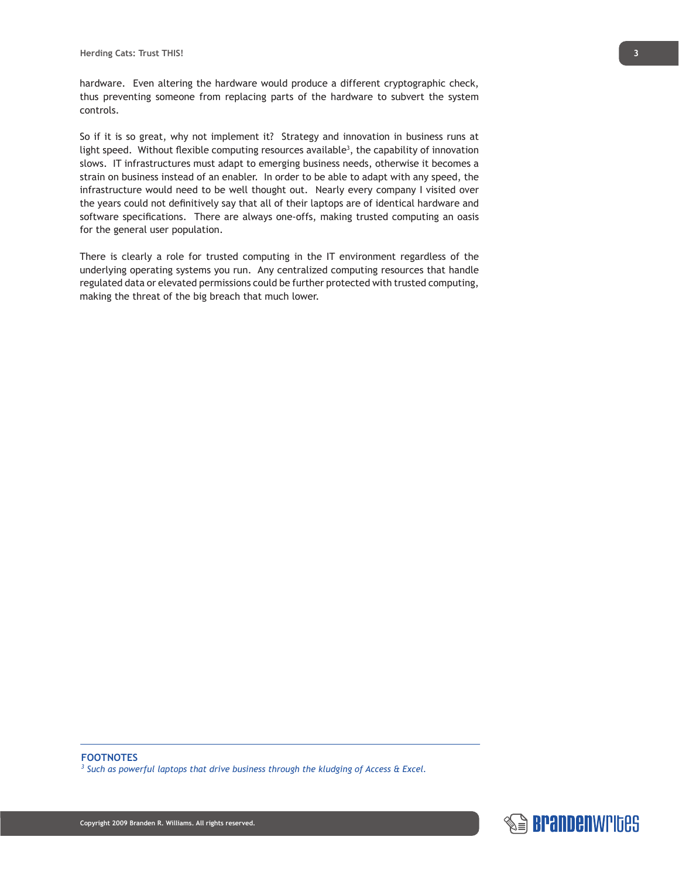hardware. Even altering the hardware would produce a different cryptographic check, thus preventing someone from replacing parts of the hardware to subvert the system controls.

So if it is so great, why not implement it? Strategy and innovation in business runs at light speed. Without flexible computing resources available[3], the capability of innovation slows. IT infrastructures must adapt to emerging business needs, otherwise it becomes a strain on business instead of an enabler. In order to be able to adapt with any speed, the infrastructure would need to be well thought out. Nearly every company I visited over the years could not definitively say that all of their laptops are of identical hardware and software specifications. There are always one-offs, making trusted computing an oasis for the general user population.

There is clearly a role for trusted computing in the IT environment regardless of the underlying operating systems you run. Any centralized computing resources that handle regulated data or elevated permissions could be further protected with trusted computing, making the threat of the big breach that much lower.

---

**FOOTNOTES**

[3] *Such as powerful laptops that drive business through the kludging of Access & Excel.*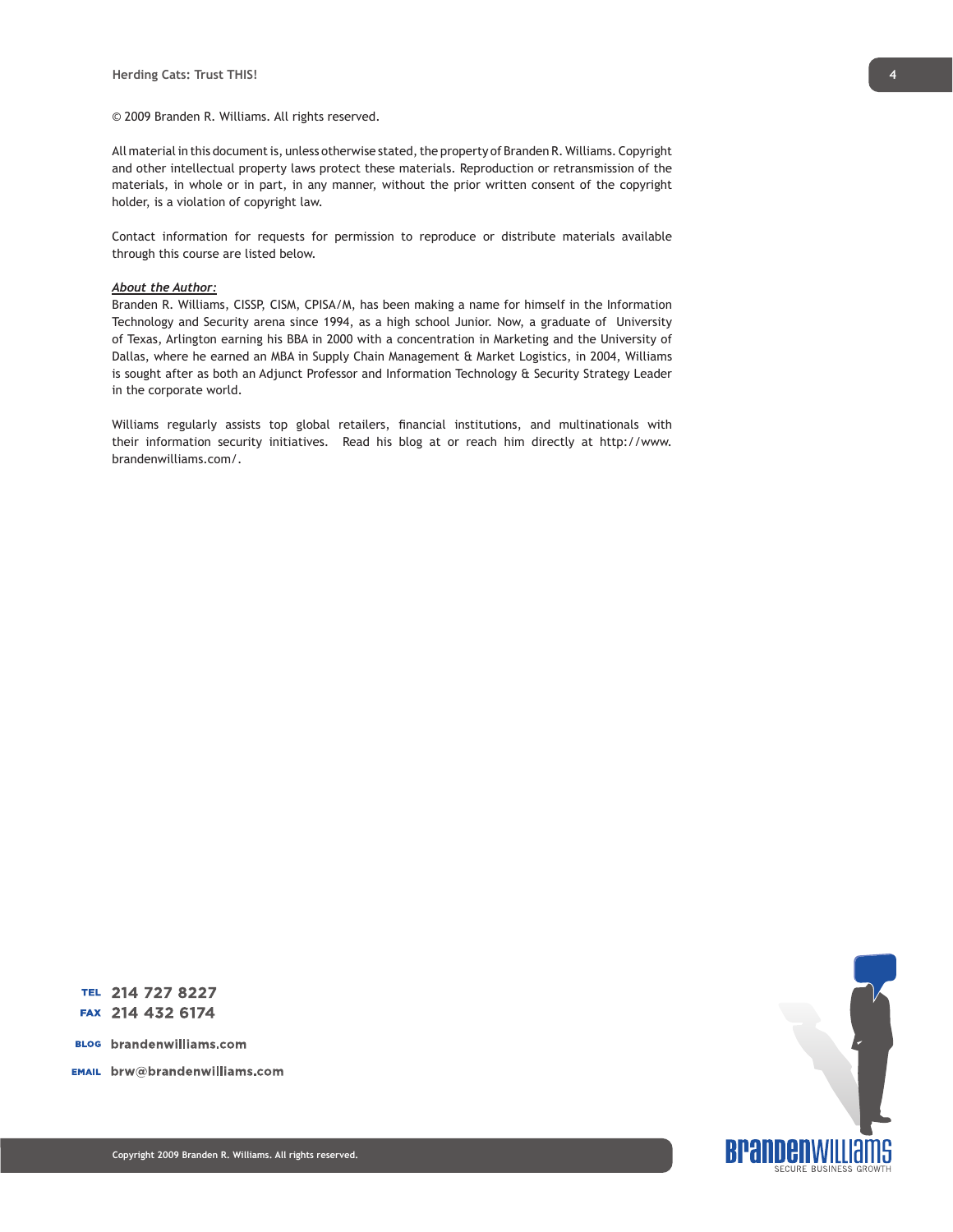© 2009 Branden R. Williams. All rights reserved.

All material in this document is, unless otherwise stated, the property of Branden R. Williams. Copyright and other intellectual property laws protect these materials. Reproduction or retransmission of the materials, in whole or in part, in any manner, without the prior written consent of the copyright holder, is a violation of copyright law.

Contact information for requests for permission to reproduce or distribute materials available through this course are listed below.

***About the Author:***

Branden R. Williams, CISSP, CISM, CPISA/M, has been making a name for himself in the Information Technology and Security arena since 1994, as a high school Junior. Now, a graduate of University of Texas, Arlington earning his BBA in 2000 with a concentration in Marketing and the University of Dallas, where he earned an MBA in Supply Chain Management & Market Logistics, in 2004, Williams is sought after as both an Adjunct Professor and Information Technology & Security Strategy Leader in the corporate world.

Williams regularly assists top global retailers, financial institutions, and multinationals with their information security initiatives. Read his blog at or reach him directly at http://www.brandenwilliams.com/.

**TEL** 214 727 8227
**FAX** 214 432 6174

**BLOG** brandenwilliams.com

**EMAIL** brw@brandenwilliams.com

BrandenWilliams
SECURE BUSINESS GROWTH